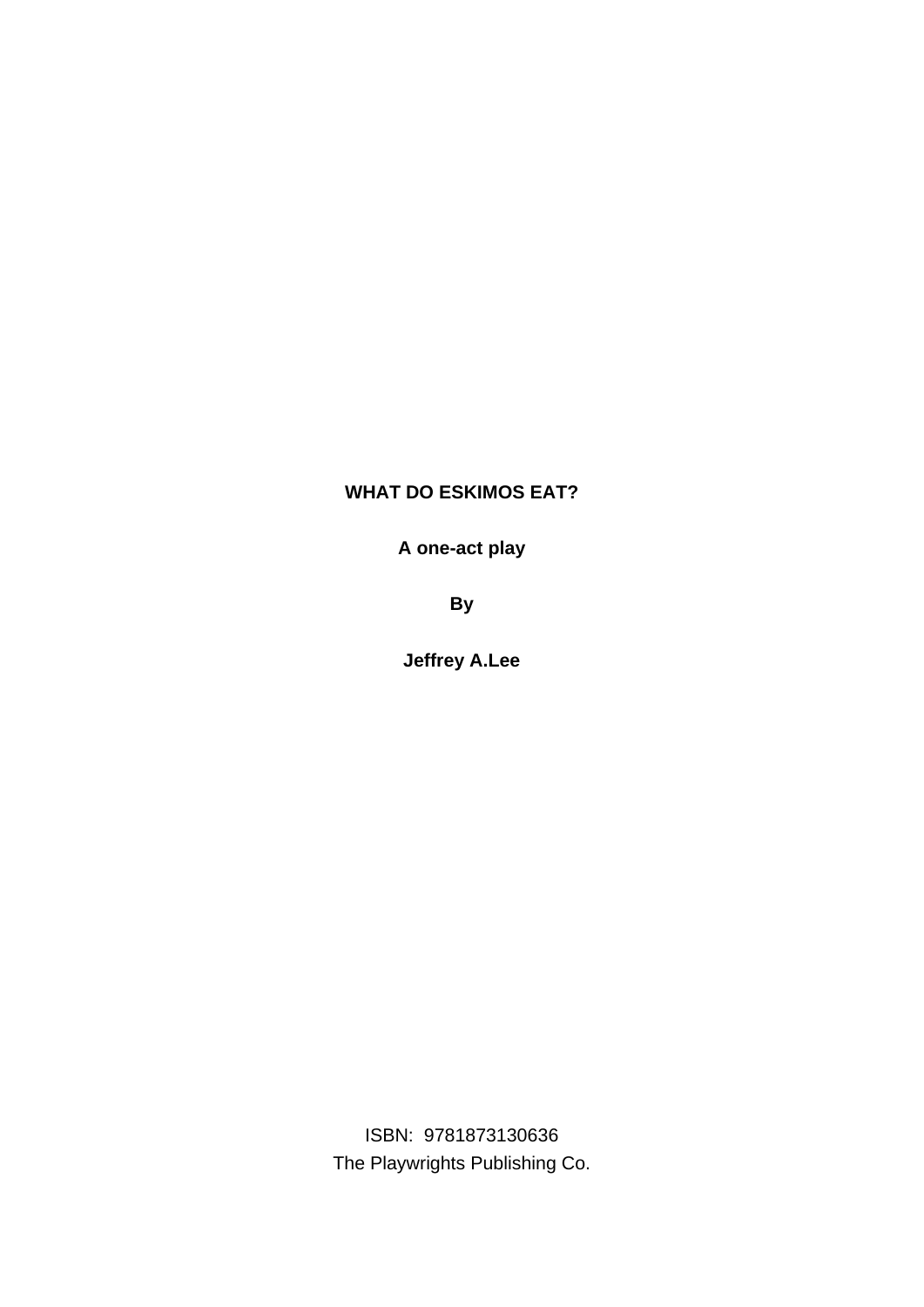# WHAT DO ESKIMOS EAT?

**A one-act play**

**By**

**Jeffrey A.Lee**

ISBN: 9781873130636
The Playwrights Publishing Co.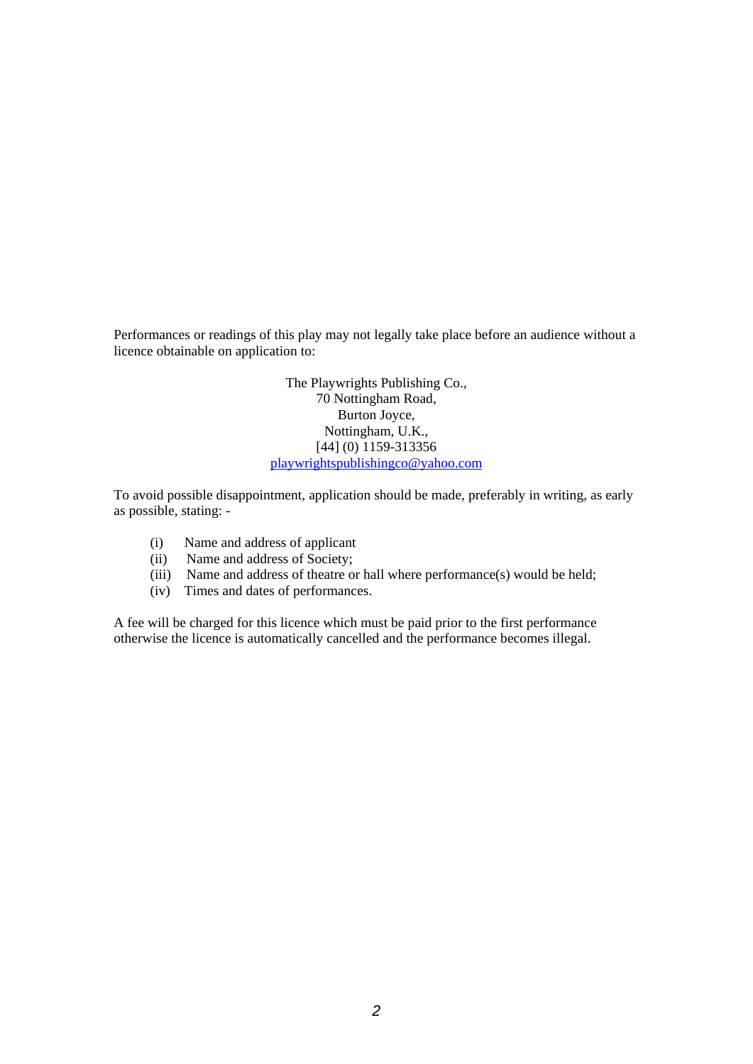Performances or readings of this play may not legally take place before an audience without a licence obtainable on application to:

The Playwrights Publishing Co.,
70 Nottingham Road,
Burton Joyce,
Nottingham, U.K.,
[44] (0) 1159-313356
playwrightspublishingco@yahoo.com

To avoid possible disappointment, application should be made, preferably in writing, as early as possible, stating: -

(i) Name and address of applicant
(ii) Name and address of Society;
(iii) Name and address of theatre or hall where performance(s) would be held;
(iv) Times and dates of performances.

A fee will be charged for this licence which must be paid prior to the first performance otherwise the licence is automatically cancelled and the performance becomes illegal.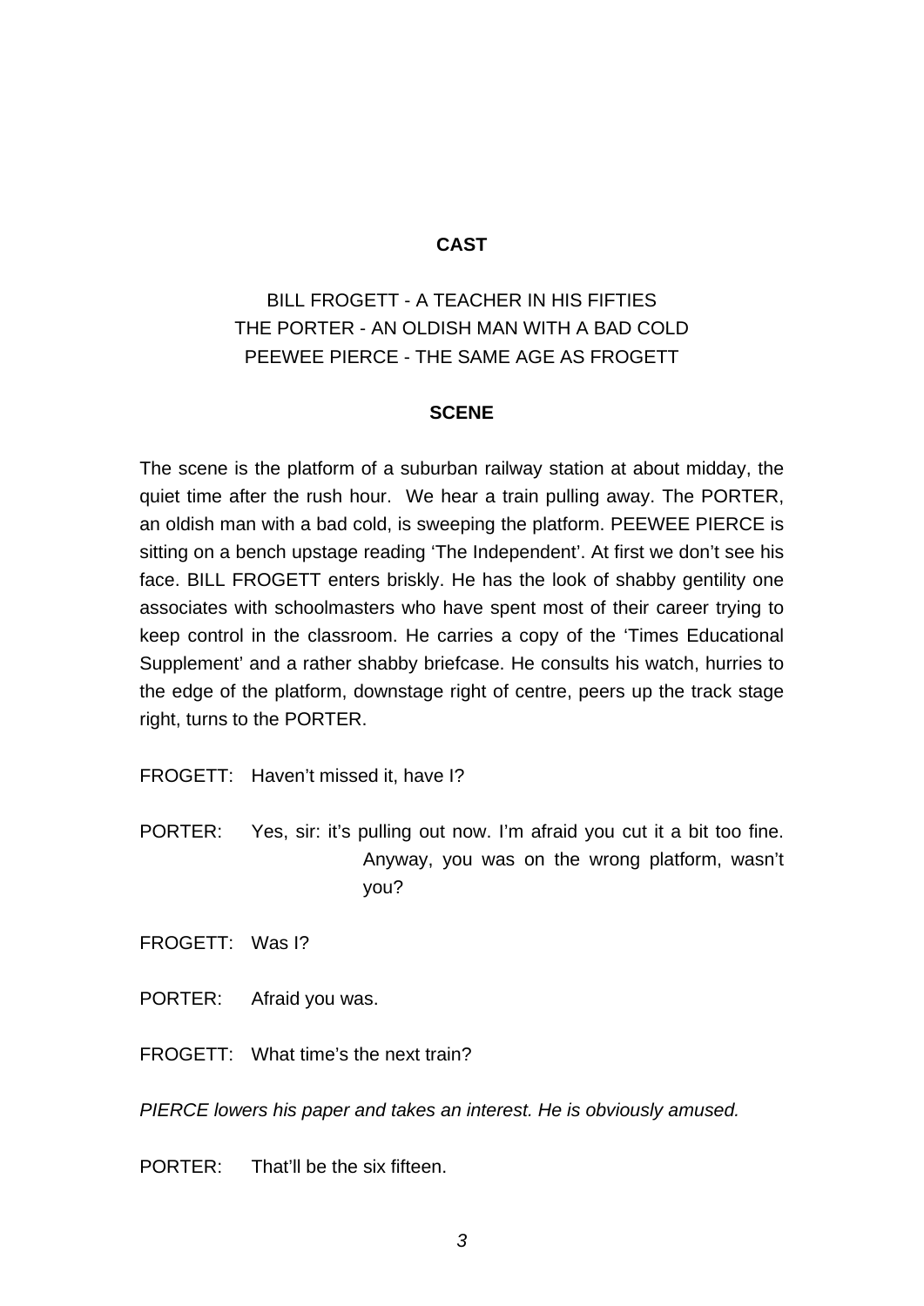**CAST**

BILL FROGETT - A TEACHER IN HIS FIFTIES
THE PORTER - AN OLDISH MAN WITH A BAD COLD
PEEWEE PIERCE - THE SAME AGE AS FROGETT

**SCENE**

The scene is the platform of a suburban railway station at about midday, the quiet time after the rush hour. We hear a train pulling away. The PORTER, an oldish man with a bad cold, is sweeping the platform. PEEWEE PIERCE is sitting on a bench upstage reading 'The Independent'. At first we don't see his face. BILL FROGETT enters briskly. He has the look of shabby gentility one associates with schoolmasters who have spent most of their career trying to keep control in the classroom. He carries a copy of the 'Times Educational Supplement' and a rather shabby briefcase. He consults his watch, hurries to the edge of the platform, downstage right of centre, peers up the track stage right, turns to the PORTER.

FROGETT: Haven't missed it, have I?

PORTER: Yes, sir: it's pulling out now. I'm afraid you cut it a bit too fine. Anyway, you was on the wrong platform, wasn't you?

FROGETT: Was I?

PORTER: Afraid you was.

FROGETT: What time's the next train?

*PIERCE lowers his paper and takes an interest. He is obviously amused.*

PORTER: That'll be the six fifteen.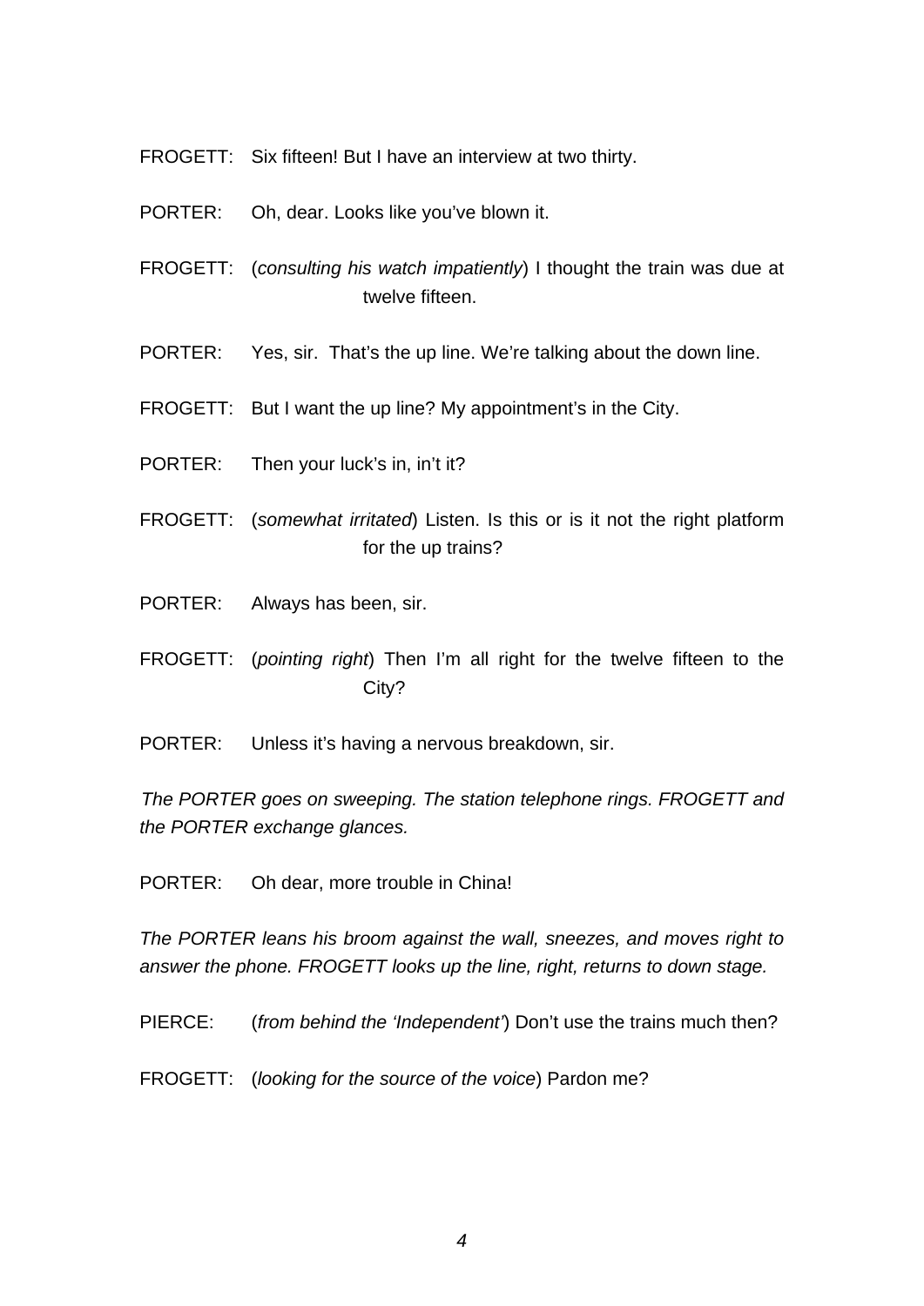FROGETT: Six fifteen! But I have an interview at two thirty.

PORTER: Oh, dear. Looks like you've blown it.

FROGETT: (*consulting his watch impatiently*) I thought the train was due at twelve fifteen.

PORTER: Yes, sir. That's the up line. We're talking about the down line.

FROGETT: But I want the up line? My appointment's in the City.

PORTER: Then your luck's in, in't it?

FROGETT: (*somewhat irritated*) Listen. Is this or is it not the right platform for the up trains?

PORTER: Always has been, sir.

FROGETT: (*pointing right*) Then I'm all right for the twelve fifteen to the City?

PORTER: Unless it's having a nervous breakdown, sir.

*The PORTER goes on sweeping. The station telephone rings. FROGETT and the PORTER exchange glances.*

PORTER: Oh dear, more trouble in China!

*The PORTER leans his broom against the wall, sneezes, and moves right to answer the phone. FROGETT looks up the line, right, returns to down stage.*

PIERCE: (*from behind the 'Independent'*) Don't use the trains much then?

FROGETT: (*looking for the source of the voice*) Pardon me?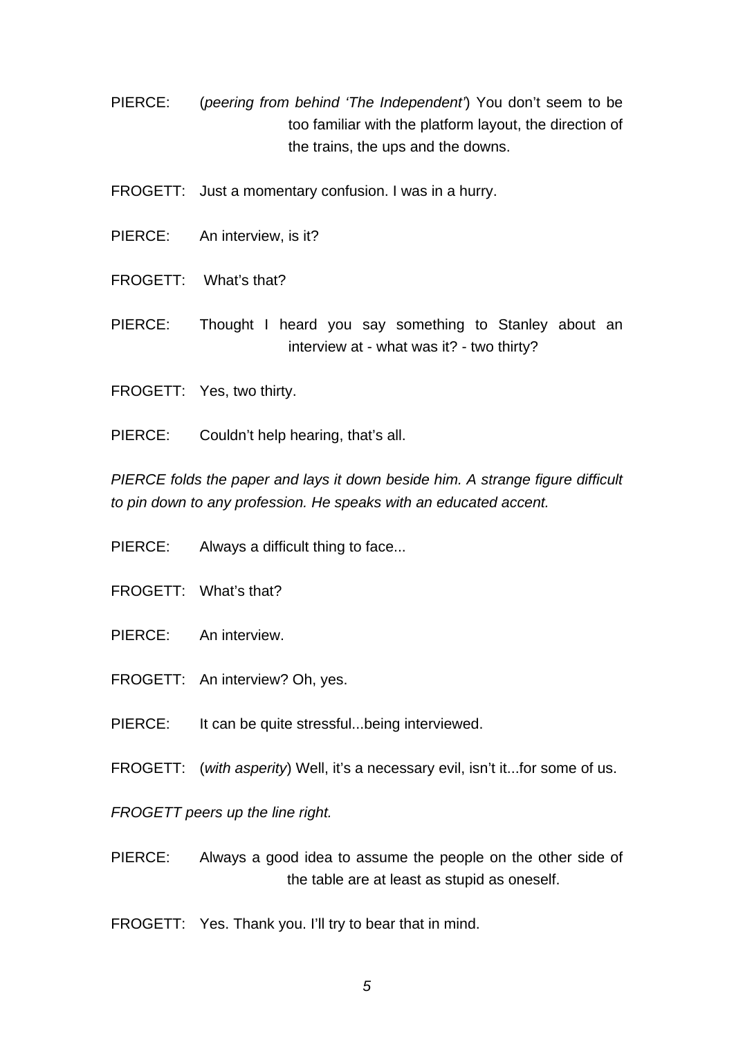PIERCE: (*peering from behind 'The Independent'*) You don't seem to be too familiar with the platform layout, the direction of the trains, the ups and the downs.

FROGETT: Just a momentary confusion. I was in a hurry.

PIERCE: An interview, is it?

FROGETT: What's that?

PIERCE: Thought I heard you say something to Stanley about an interview at - what was it? - two thirty?

FROGETT: Yes, two thirty.

PIERCE: Couldn't help hearing, that's all.

*PIERCE folds the paper and lays it down beside him. A strange figure difficult to pin down to any profession. He speaks with an educated accent.*

PIERCE: Always a difficult thing to face...

FROGETT: What's that?

PIERCE: An interview.

FROGETT: An interview? Oh, yes.

PIERCE: It can be quite stressful...being interviewed.

FROGETT: (*with asperity*) Well, it's a necessary evil, isn't it...for some of us.

*FROGETT peers up the line right.*

PIERCE: Always a good idea to assume the people on the other side of the table are at least as stupid as oneself.

FROGETT: Yes. Thank you. I'll try to bear that in mind.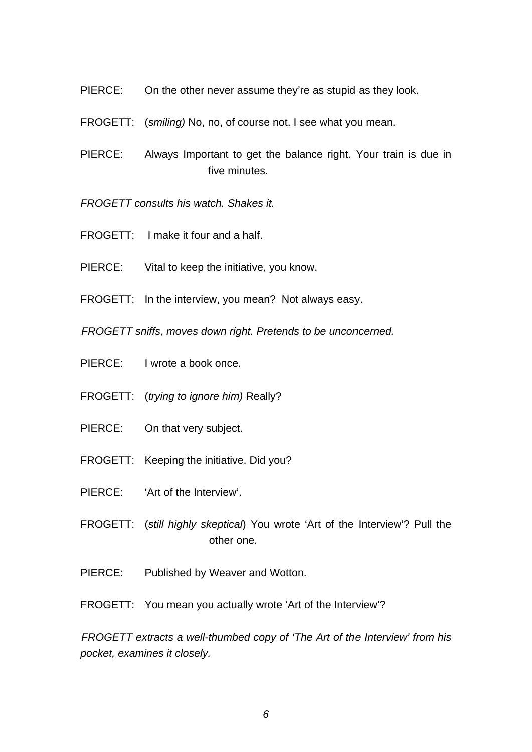PIERCE: On the other never assume they're as stupid as they look.

FROGETT: (*smiling)* No, no, of course not. I see what you mean.

PIERCE: Always Important to get the balance right. Your train is due in five minutes.

*FROGETT consults his watch. Shakes it.*

FROGETT: I make it four and a half.

PIERCE: Vital to keep the initiative, you know.

FROGETT: In the interview, you mean? Not always easy.

*FROGETT sniffs, moves down right. Pretends to be unconcerned.*

PIERCE: I wrote a book once.

FROGETT: (*trying to ignore him)* Really?

PIERCE: On that very subject.

FROGETT: Keeping the initiative. Did you?

PIERCE: 'Art of the Interview'.

FROGETT: (*still highly skeptical*) You wrote 'Art of the Interview'? Pull the other one.

PIERCE: Published by Weaver and Wotton.

FROGETT: You mean you actually wrote 'Art of the Interview'?

*FROGETT extracts a well-thumbed copy of 'The Art of the Interview' from his pocket, examines it closely.*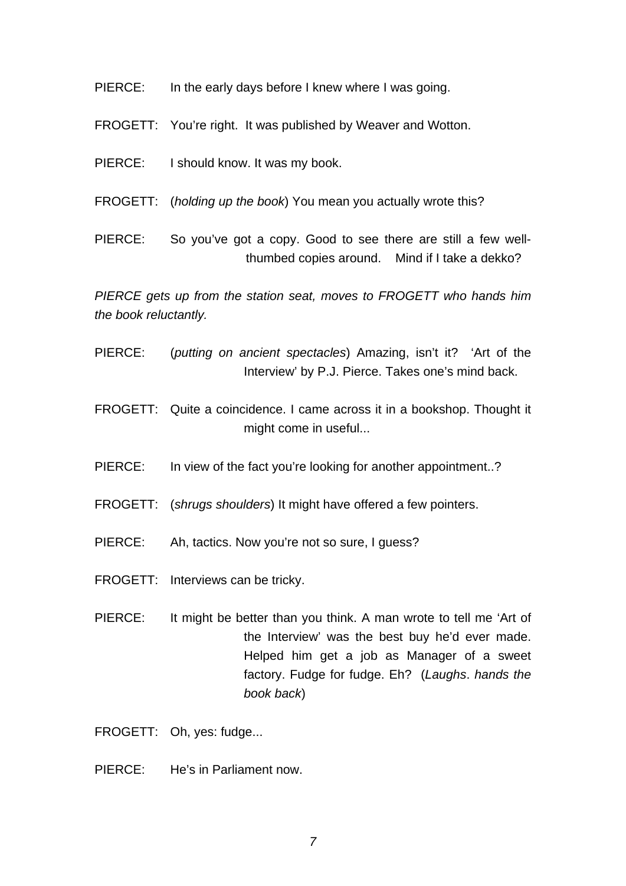PIERCE: In the early days before I knew where I was going.

FROGETT: You're right. It was published by Weaver and Wotton.

PIERCE: I should know. It was my book.

FROGETT: (*holding up the book*) You mean you actually wrote this?

PIERCE: So you've got a copy. Good to see there are still a few well-thumbed copies around. Mind if I take a dekko?

*PIERCE gets up from the station seat, moves to FROGETT who hands him the book reluctantly.*

PIERCE: (*putting on ancient spectacles*) Amazing, isn't it? 'Art of the Interview' by P.J. Pierce. Takes one's mind back.

FROGETT: Quite a coincidence. I came across it in a bookshop. Thought it might come in useful...

PIERCE: In view of the fact you're looking for another appointment..?

FROGETT: (*shrugs shoulders*) It might have offered a few pointers.

PIERCE: Ah, tactics. Now you're not so sure, I guess?

FROGETT: Interviews can be tricky.

PIERCE: It might be better than you think. A man wrote to tell me 'Art of the Interview' was the best buy he'd ever made. Helped him get a job as Manager of a sweet factory. Fudge for fudge. Eh? (*Laughs*. *hands the book back*)

FROGETT: Oh, yes: fudge...

PIERCE: He's in Parliament now.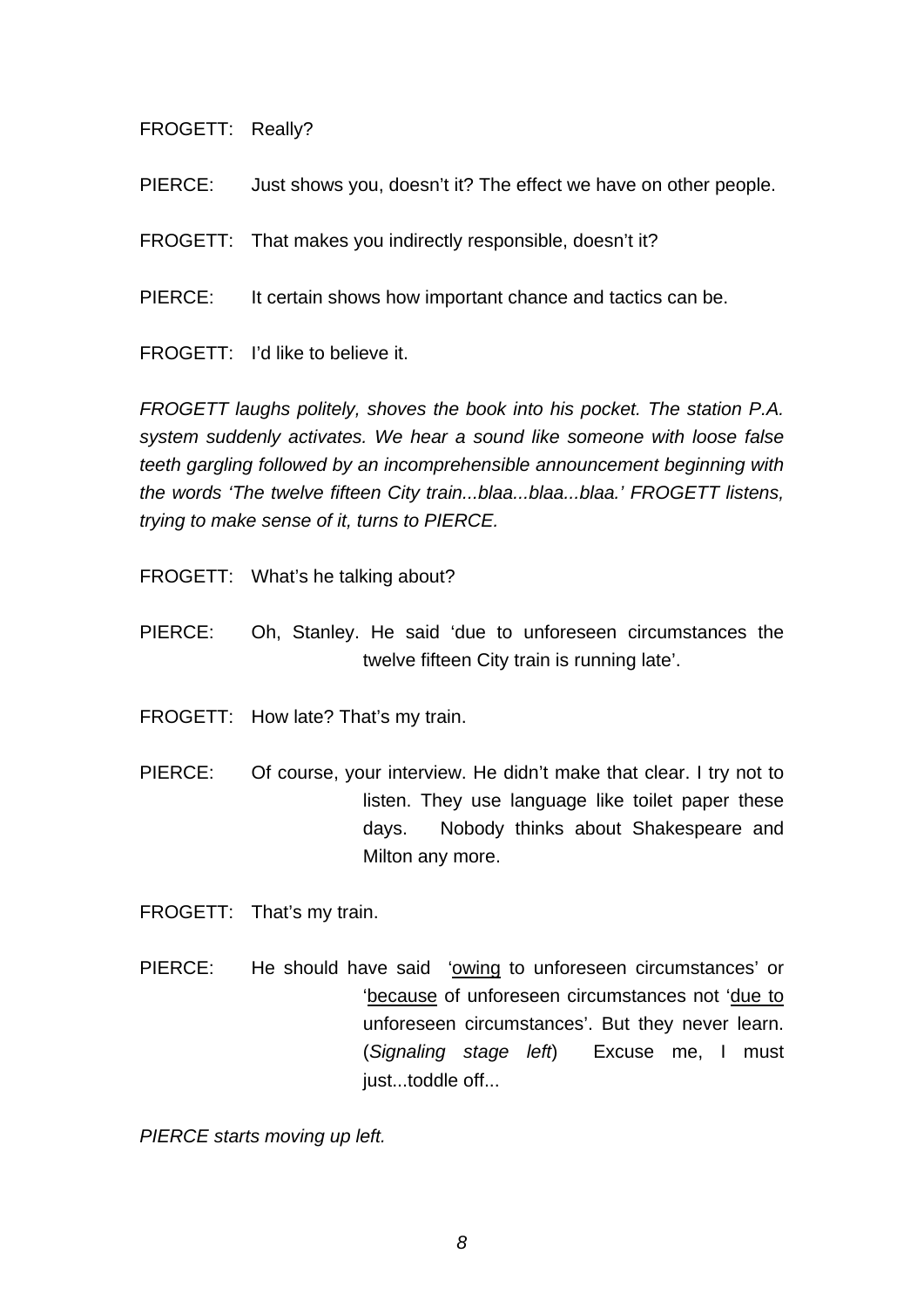FROGETT: Really?

PIERCE: Just shows you, doesn't it? The effect we have on other people.

FROGETT: That makes you indirectly responsible, doesn't it?

PIERCE: It certain shows how important chance and tactics can be.

FROGETT: I'd like to believe it.

*FROGETT laughs politely, shoves the book into his pocket. The station P.A. system suddenly activates. We hear a sound like someone with loose false teeth gargling followed by an incomprehensible announcement beginning with the words 'The twelve fifteen City train...blaa...blaa...blaa.' FROGETT listens, trying to make sense of it, turns to PIERCE.*

FROGETT: What's he talking about?

PIERCE: Oh, Stanley. He said 'due to unforeseen circumstances the twelve fifteen City train is running late'.

FROGETT: How late? That's my train.

PIERCE: Of course, your interview. He didn't make that clear. I try not to listen. They use language like toilet paper these days. Nobody thinks about Shakespeare and Milton any more.

FROGETT: That's my train.

PIERCE: He should have said '<u>owing</u> to unforeseen circumstances' or '<u>because</u> of unforeseen circumstances not '<u>due to</u> unforeseen circumstances'. But they never learn. (*Signaling stage left*) Excuse me, I must just...toddle off...

*PIERCE starts moving up left.*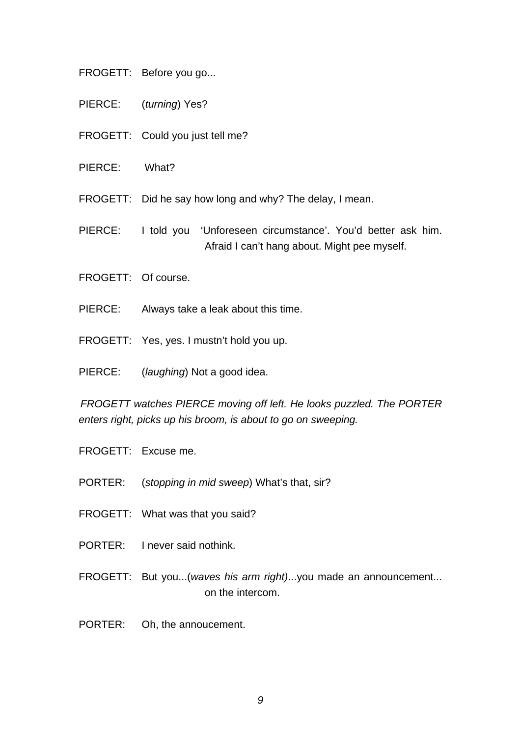FROGETT: Before you go...

PIERCE: (*turning*) Yes?

FROGETT: Could you just tell me?

PIERCE: What?

FROGETT: Did he say how long and why? The delay, I mean.

PIERCE: I told you 'Unforeseen circumstance'. You'd better ask him. Afraid I can't hang about. Might pee myself.

FROGETT: Of course.

PIERCE: Always take a leak about this time.

FROGETT: Yes, yes. I mustn't hold you up.

PIERCE: (*laughing*) Not a good idea.

*FROGETT watches PIERCE moving off left. He looks puzzled. The PORTER enters right, picks up his broom, is about to go on sweeping.*

FROGETT: Excuse me.

PORTER: (*stopping in mid sweep*) What's that, sir?

FROGETT: What was that you said?

PORTER: I never said nothink.

FROGETT: But you...(*waves his arm right)*...you made an announcement... on the intercom.

PORTER: Oh, the annoucement.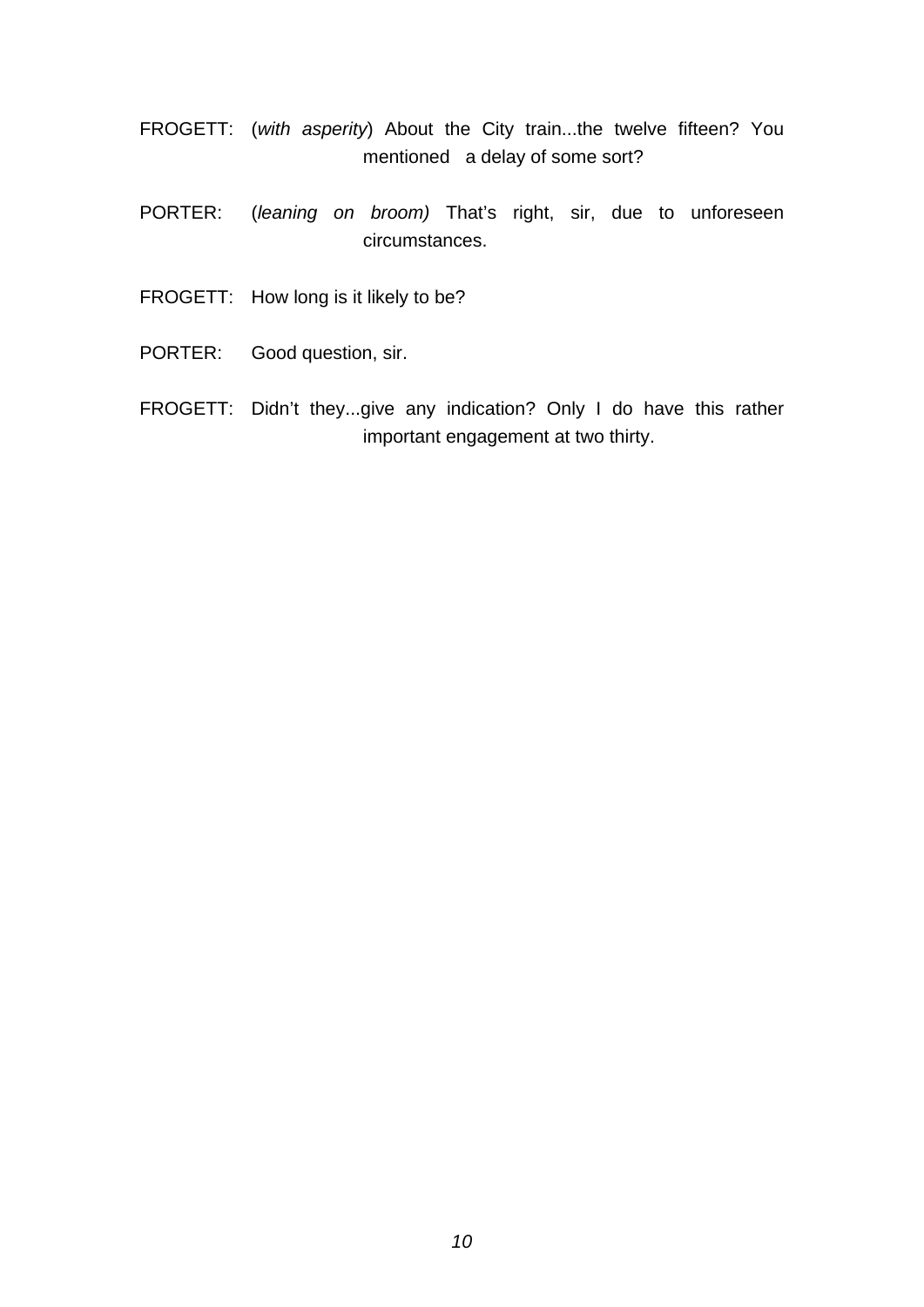FROGETT: (*with asperity*) About the City train...the twelve fifteen? You mentioned a delay of some sort?

PORTER: (*leaning on broom)* That's right, sir, due to unforeseen circumstances.

FROGETT: How long is it likely to be?

PORTER: Good question, sir.

FROGETT: Didn't they...give any indication? Only I do have this rather important engagement at two thirty.